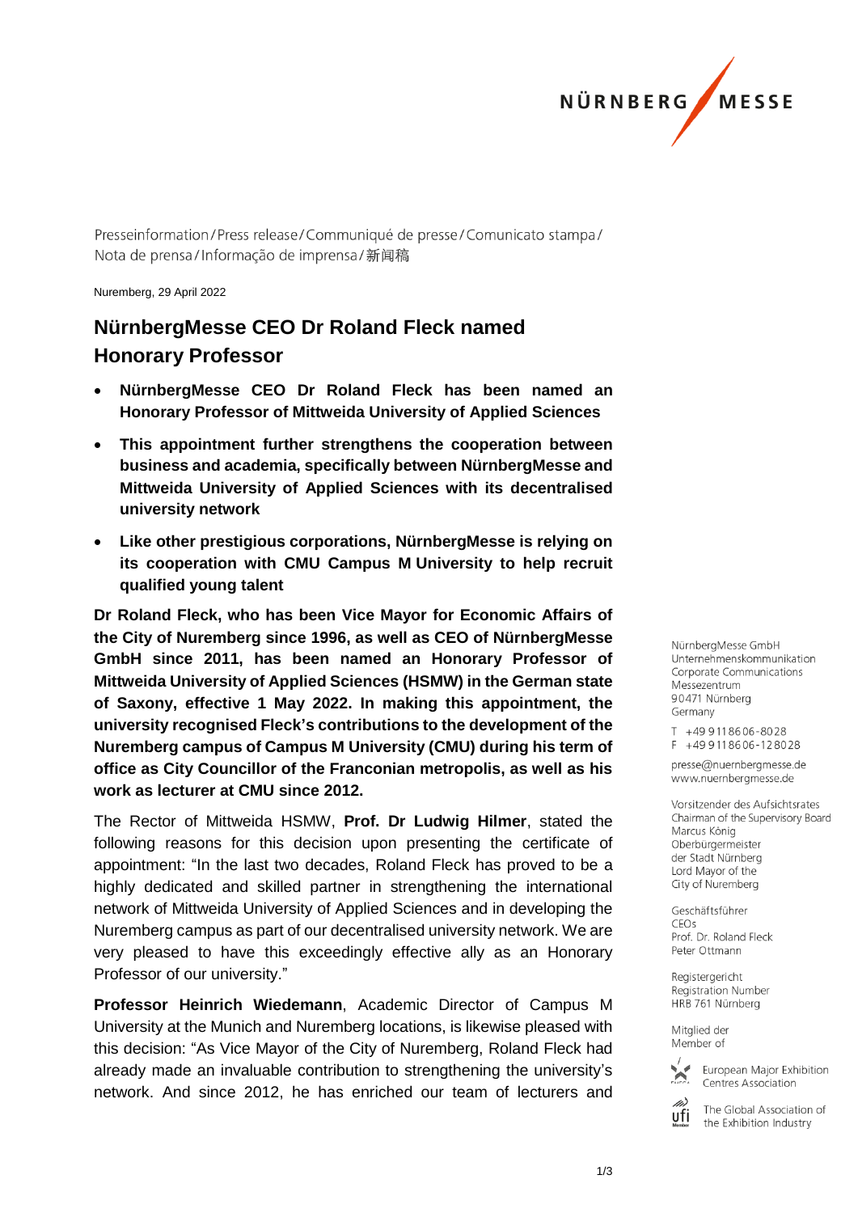Presseinformation / Press release / Communiqué de presse / Comunicato stampa / Nota de prensa / Informação de imprensa / 新闻稿

Nuremberg, 29 April 2022

# NürnbergMesse CEO Dr Roland Fleck named Honorary Professor

- **NürnbergMesse CEO Dr Roland Fleck has been named an Honorary Professor of Mittweida University of Applied Sciences**
- **This appointment further strengthens the cooperation between business and academia, specifically between NürnbergMesse and Mittweida University of Applied Sciences with its decentralised university network**
- **Like other prestigious corporations, NürnbergMesse is relying on its cooperation with CMU Campus M University to help recruit qualified young talent**

**Dr Roland Fleck, who has been Vice Mayor for Economic Affairs of the City of Nuremberg since 1996, as well as CEO of NürnbergMesse GmbH since 2011, has been named an Honorary Professor of Mittweida University of Applied Sciences (HSMW) in the German state of Saxony, effective 1 May 2022. In making this appointment, the university recognised Fleck's contributions to the development of the Nuremberg campus of Campus M University (CMU) during his term of office as City Councillor of the Franconian metropolis, as well as his work as lecturer at CMU since 2012.**

The Rector of Mittweida HSMW, **Prof. Dr Ludwig Hilmer**, stated the following reasons for this decision upon presenting the certificate of appointment: "In the last two decades, Roland Fleck has proved to be a highly dedicated and skilled partner in strengthening the international network of Mittweida University of Applied Sciences and in developing the Nuremberg campus as part of our decentralised university network. We are very pleased to have this exceedingly effective ally as an Honorary Professor of our university."

**Professor Heinrich Wiedemann**, Academic Director of Campus M University at the Munich and Nuremberg locations, is likewise pleased with this decision: "As Vice Mayor of the City of Nuremberg, Roland Fleck had already made an invaluable contribution to strengthening the university's network. And since 2012, he has enriched our team of lecturers and

NürnbergMesse GmbH
Unternehmenskommunikation
Corporate Communications
Messezentrum
90471 Nürnberg
Germany

T +49 9 11 86 06-80 28
F +49 9 11 86 06-12 80 28

presse@nuernbergmesse.de
www.nuernbergmesse.de

Vorsitzender des Aufsichtsrates
Chairman of the Supervisory Board
Marcus König
Oberbürgermeister
der Stadt Nürnberg
Lord Mayor of the
City of Nuremberg

Geschäftsführer
CEOs
Prof. Dr. Roland Fleck
Peter Ottmann

Registergericht
Registration Number
HRB 761 Nürnberg

Mitglied der
Member of

European Major Exhibition Centres Association

The Global Association of the Exhibition Industry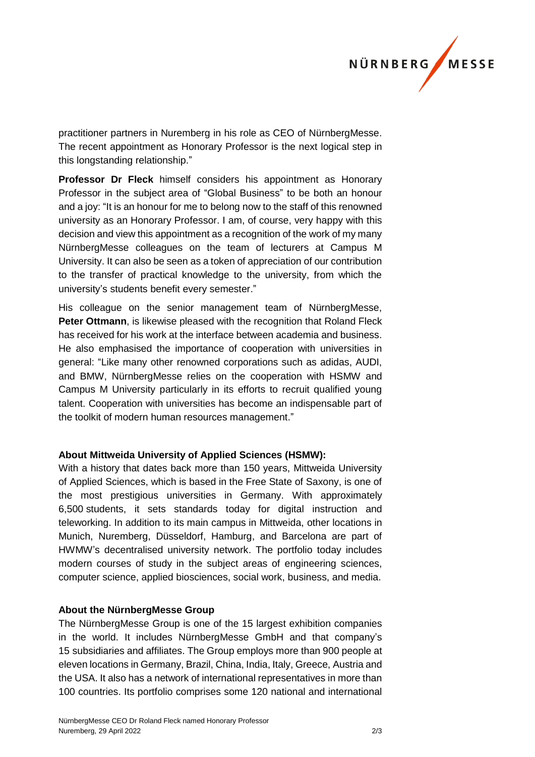practitioner partners in Nuremberg in his role as CEO of NürnbergMesse. The recent appointment as Honorary Professor is the next logical step in this longstanding relationship."

**Professor Dr Fleck** himself considers his appointment as Honorary Professor in the subject area of "Global Business" to be both an honour and a joy: "It is an honour for me to belong now to the staff of this renowned university as an Honorary Professor. I am, of course, very happy with this decision and view this appointment as a recognition of the work of my many NürnbergMesse colleagues on the team of lecturers at Campus M University. It can also be seen as a token of appreciation of our contribution to the transfer of practical knowledge to the university, from which the university's students benefit every semester."

His colleague on the senior management team of NürnbergMesse, **Peter Ottmann**, is likewise pleased with the recognition that Roland Fleck has received for his work at the interface between academia and business. He also emphasised the importance of cooperation with universities in general: "Like many other renowned corporations such as adidas, AUDI, and BMW, NürnbergMesse relies on the cooperation with HSMW and Campus M University particularly in its efforts to recruit qualified young talent. Cooperation with universities has become an indispensable part of the toolkit of modern human resources management."

**About Mittweida University of Applied Sciences (HSMW):**

With a history that dates back more than 150 years, Mittweida University of Applied Sciences, which is based in the Free State of Saxony, is one of the most prestigious universities in Germany. With approximately 6,500 students, it sets standards today for digital instruction and teleworking. In addition to its main campus in Mittweida, other locations in Munich, Nuremberg, Düsseldorf, Hamburg, and Barcelona are part of HWMW's decentralised university network. The portfolio today includes modern courses of study in the subject areas of engineering sciences, computer science, applied biosciences, social work, business, and media.

**About the NürnbergMesse Group**

The NürnbergMesse Group is one of the 15 largest exhibition companies in the world. It includes NürnbergMesse GmbH and that company's 15 subsidiaries and affiliates. The Group employs more than 900 people at eleven locations in Germany, Brazil, China, India, Italy, Greece, Austria and the USA. It also has a network of international representatives in more than 100 countries. Its portfolio comprises some 120 national and international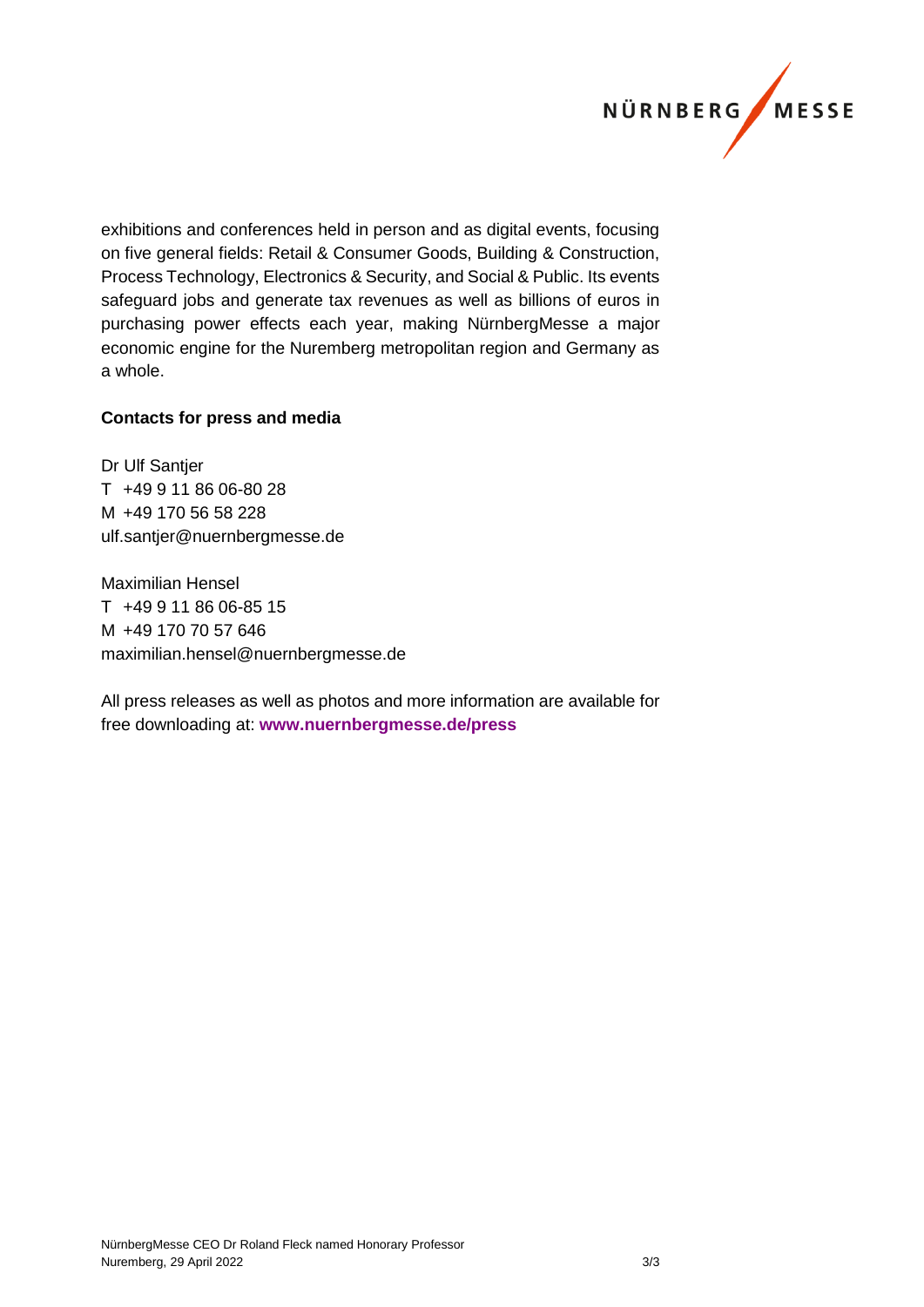exhibitions and conferences held in person and as digital events, focusing on five general fields: Retail & Consumer Goods, Building & Construction, Process Technology, Electronics & Security, and Social & Public. Its events safeguard jobs and generate tax revenues as well as billions of euros in purchasing power effects each year, making NürnbergMesse a major economic engine for the Nuremberg metropolitan region and Germany as a whole.

**Contacts for press and media**

Dr Ulf Santjer
T +49 9 11 86 06-80 28
M +49 170 56 58 228
ulf.santjer@nuernbergmesse.de

Maximilian Hensel
T +49 9 11 86 06-85 15
M +49 170 70 57 646
maximilian.hensel@nuernbergmesse.de

All press releases as well as photos and more information are available for free downloading at: **www.nuernbergmesse.de/press**